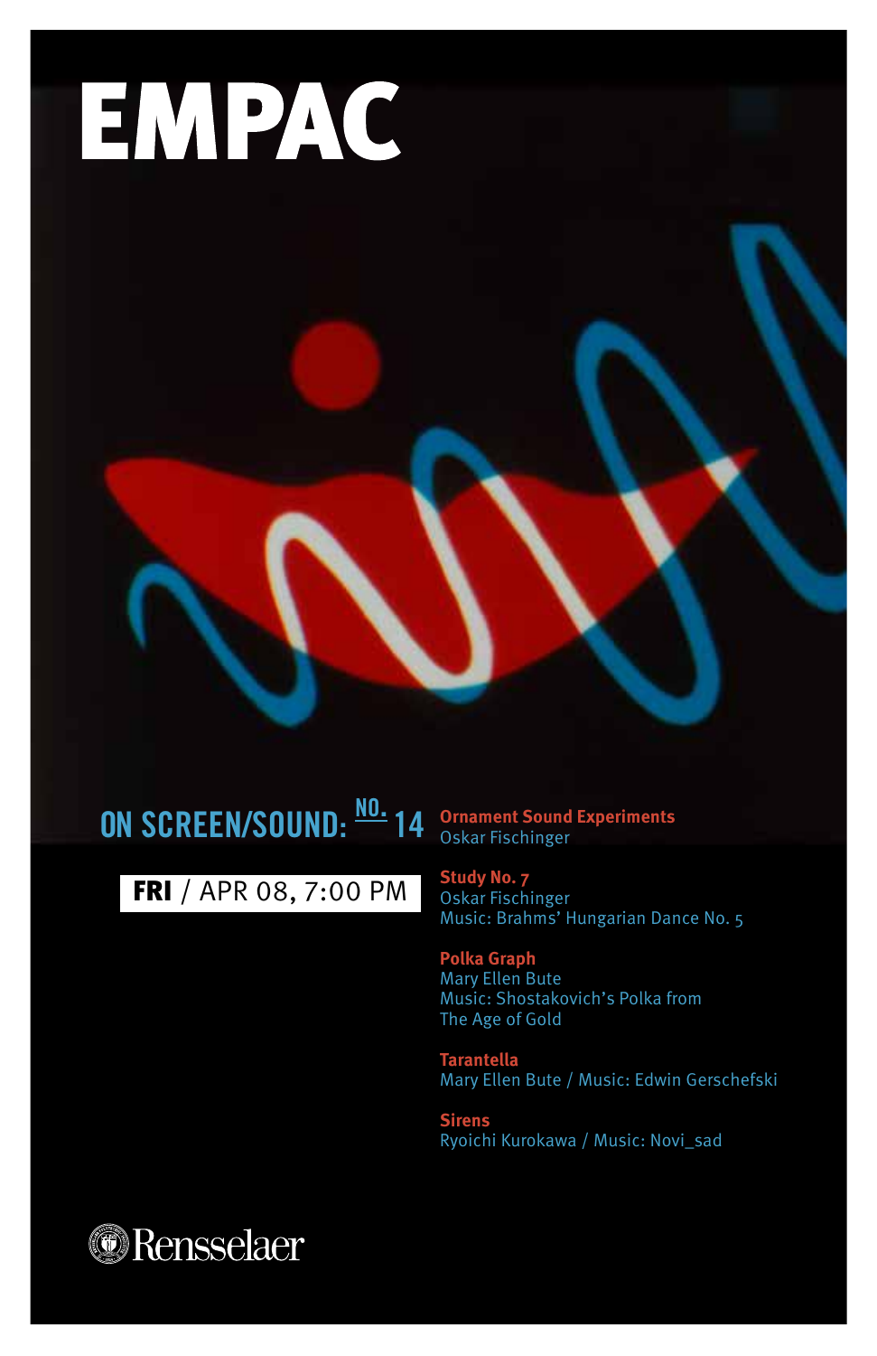# EMPAC

## ON SCREEN/SOUND: NO. 14

**FRI** / APR 08, 7:00 PM

**Ornament Sound Experiments**
Oskar Fischinger

**Study No. 7**
Oskar Fischinger
Music: Brahms' Hungarian Dance No. 5

**Polka Graph**
Mary Ellen Bute
Music: Shostakovich's Polka from The Age of Gold

**Tarantella**
Mary Ellen Bute / Music: Edwin Gerschefski

**Sirens**
Ryoichi Kurokawa / Music: Novi_sad

Rensselaer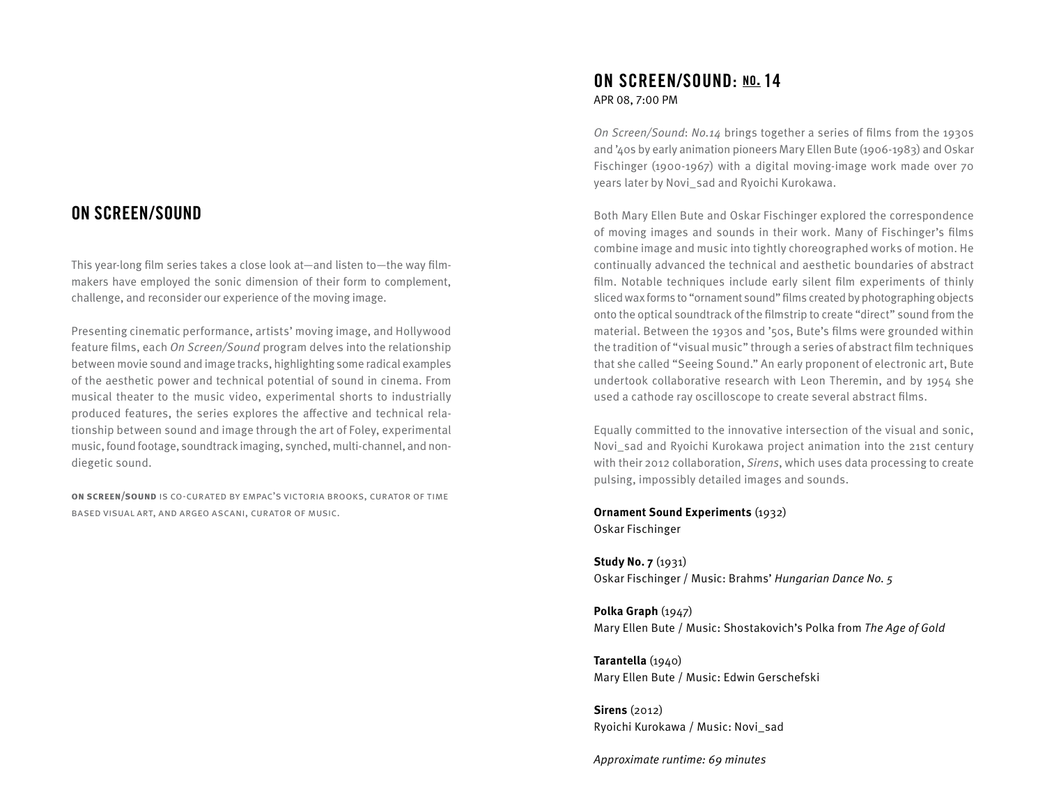## ON SCREEN/SOUND

This year-long film series takes a close look at—and listen to—the way filmmakers have employed the sonic dimension of their form to complement, challenge, and reconsider our experience of the moving image.

Presenting cinematic performance, artists' moving image, and Hollywood feature films, each *On Screen/Sound* program delves into the relationship between movie sound and image tracks, highlighting some radical examples of the aesthetic power and technical potential of sound in cinema. From musical theater to the music video, experimental shorts to industrially produced features, the series explores the affective and technical relationship between sound and image through the art of Foley, experimental music, found footage, soundtrack imaging, synched, multi-channel, and non-diegetic sound.

**ON SCREEN/SOUND** IS CO-CURATED BY EMPAC'S VICTORIA BROOKS, CURATOR OF TIME BASED VISUAL ART, AND ARGEO ASCANI, CURATOR OF MUSIC.

## ON SCREEN/SOUND: NO. 14

APR 08, 7:00 PM

*On Screen/Sound*: *No.14* brings together a series of films from the 1930s and '40s by early animation pioneers Mary Ellen Bute (1906-1983) and Oskar Fischinger (1900-1967) with a digital moving-image work made over 70 years later by Novi_sad and Ryoichi Kurokawa.

Both Mary Ellen Bute and Oskar Fischinger explored the correspondence of moving images and sounds in their work. Many of Fischinger's films combine image and music into tightly choreographed works of motion. He continually advanced the technical and aesthetic boundaries of abstract film. Notable techniques include early silent film experiments of thinly sliced wax forms to "ornament sound" films created by photographing objects onto the optical soundtrack of the filmstrip to create "direct" sound from the material. Between the 1930s and '50s, Bute's films were grounded within the tradition of "visual music" through a series of abstract film techniques that she called "Seeing Sound." An early proponent of electronic art, Bute undertook collaborative research with Leon Theremin, and by 1954 she used a cathode ray oscilloscope to create several abstract films.

Equally committed to the innovative intersection of the visual and sonic, Novi_sad and Ryoichi Kurokawa project animation into the 21st century with their 2012 collaboration, *Sirens*, which uses data processing to create pulsing, impossibly detailed images and sounds.

**Ornament Sound Experiments** (1932)
Oskar Fischinger

**Study No. 7** (1931)
Oskar Fischinger / Music: Brahms' *Hungarian Dance No. 5*

**Polka Graph** (1947)
Mary Ellen Bute / Music: Shostakovich's Polka from *The Age of Gold*

**Tarantella** (1940)
Mary Ellen Bute / Music: Edwin Gerschefski

**Sirens** (2012)
Ryoichi Kurokawa / Music: Novi_sad

*Approximate runtime: 69 minutes*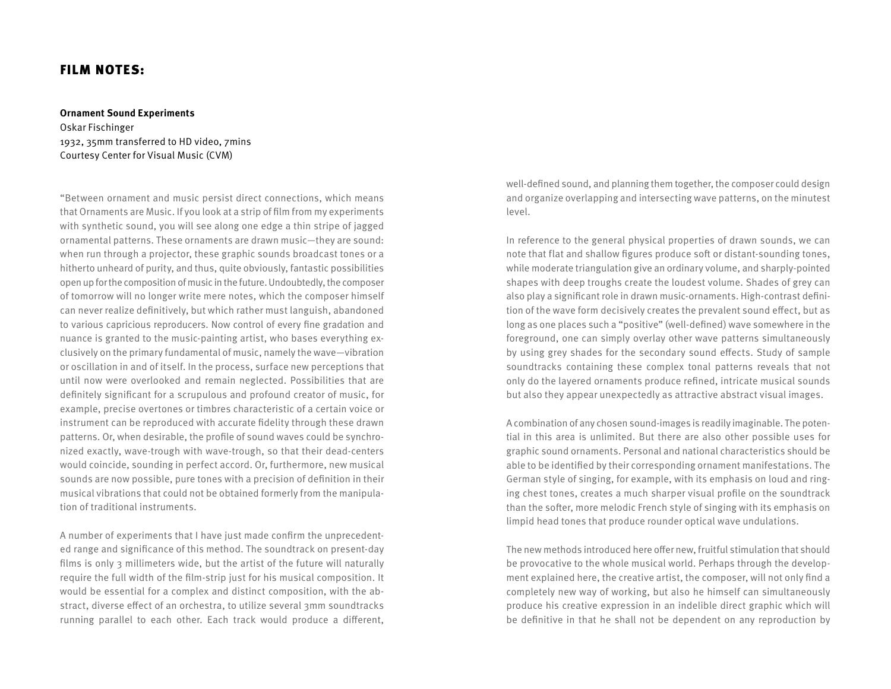## FILM NOTES:

**Ornament Sound Experiments**
Oskar Fischinger
1932, 35mm transferred to HD video, 7mins
Courtesy Center for Visual Music (CVM)

"Between ornament and music persist direct connections, which means that Ornaments are Music. If you look at a strip of film from my experiments with synthetic sound, you will see along one edge a thin stripe of jagged ornamental patterns. These ornaments are drawn music—they are sound: when run through a projector, these graphic sounds broadcast tones or a hitherto unheard of purity, and thus, quite obviously, fantastic possibilities open up for the composition of music in the future. Undoubtedly, the composer of tomorrow will no longer write mere notes, which the composer himself can never realize definitively, but which rather must languish, abandoned to various capricious reproducers. Now control of every fine gradation and nuance is granted to the music-painting artist, who bases everything exclusively on the primary fundamental of music, namely the wave—vibration or oscillation in and of itself. In the process, surface new perceptions that until now were overlooked and remain neglected. Possibilities that are definitely significant for a scrupulous and profound creator of music, for example, precise overtones or timbres characteristic of a certain voice or instrument can be reproduced with accurate fidelity through these drawn patterns. Or, when desirable, the profile of sound waves could be synchronized exactly, wave-trough with wave-trough, so that their dead-centers would coincide, sounding in perfect accord. Or, furthermore, new musical sounds are now possible, pure tones with a precision of definition in their musical vibrations that could not be obtained formerly from the manipulation of traditional instruments.

A number of experiments that I have just made confirm the unprecedented range and significance of this method. The soundtrack on present-day films is only 3 millimeters wide, but the artist of the future will naturally require the full width of the film-strip just for his musical composition. It would be essential for a complex and distinct composition, with the abstract, diverse effect of an orchestra, to utilize several 3mm soundtracks running parallel to each other. Each track would produce a different, well-defined sound, and planning them together, the composer could design and organize overlapping and intersecting wave patterns, on the minutest level.

In reference to the general physical properties of drawn sounds, we can note that flat and shallow figures produce soft or distant-sounding tones, while moderate triangulation give an ordinary volume, and sharply-pointed shapes with deep troughs create the loudest volume. Shades of grey can also play a significant role in drawn music-ornaments. High-contrast definition of the wave form decisively creates the prevalent sound effect, but as long as one places such a "positive" (well-defined) wave somewhere in the foreground, one can simply overlay other wave patterns simultaneously by using grey shades for the secondary sound effects. Study of sample soundtracks containing these complex tonal patterns reveals that not only do the layered ornaments produce refined, intricate musical sounds but also they appear unexpectedly as attractive abstract visual images.

A combination of any chosen sound-images is readily imaginable. The potential in this area is unlimited. But there are also other possible uses for graphic sound ornaments. Personal and national characteristics should be able to be identified by their corresponding ornament manifestations. The German style of singing, for example, with its emphasis on loud and ringing chest tones, creates a much sharper visual profile on the soundtrack than the softer, more melodic French style of singing with its emphasis on limpid head tones that produce rounder optical wave undulations.

The new methods introduced here offer new, fruitful stimulation that should be provocative to the whole musical world. Perhaps through the development explained here, the creative artist, the composer, will not only find a completely new way of working, but also he himself can simultaneously produce his creative expression in an indelible direct graphic which will be definitive in that he shall not be dependent on any reproduction by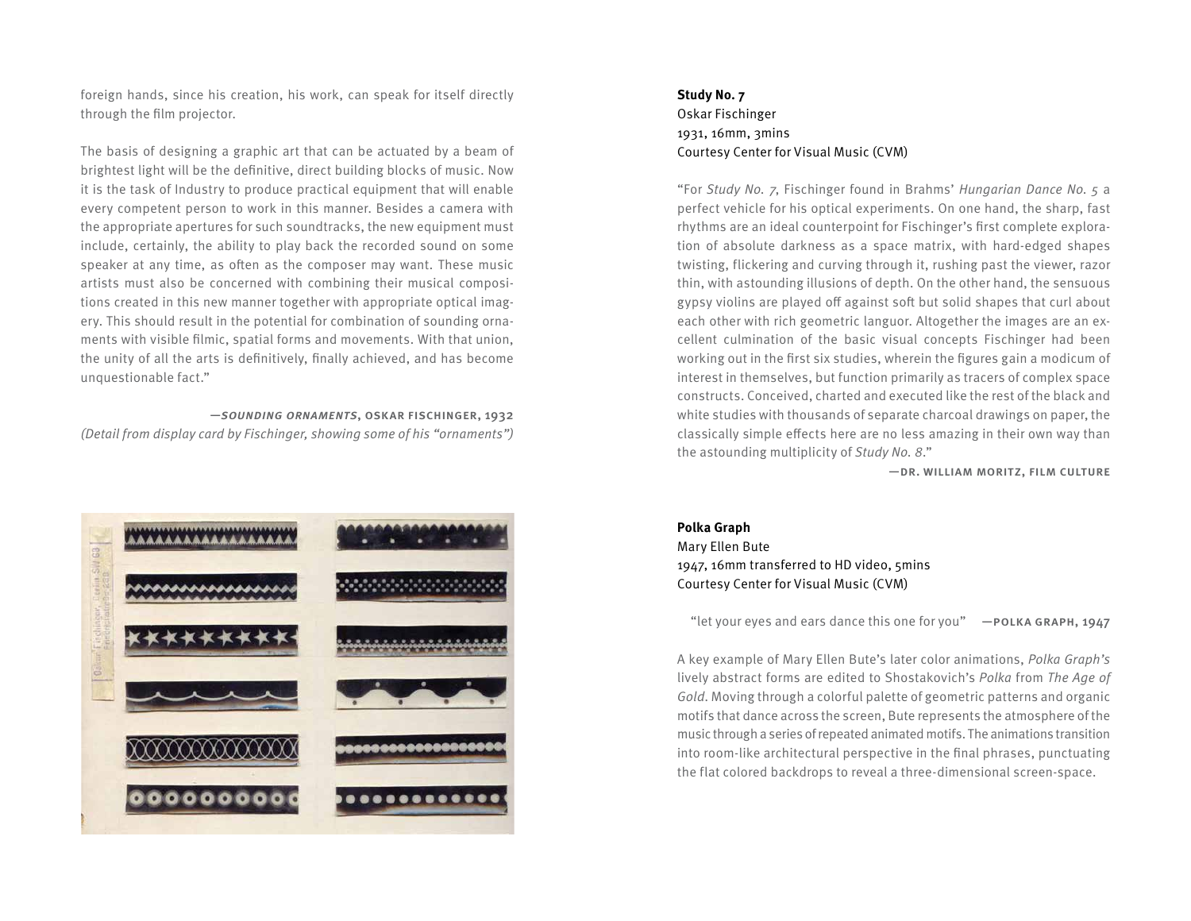foreign hands, since his creation, his work, can speak for itself directly through the film projector.

The basis of designing a graphic art that can be actuated by a beam of brightest light will be the definitive, direct building blocks of music. Now it is the task of Industry to produce practical equipment that will enable every competent person to work in this manner. Besides a camera with the appropriate apertures for such soundtracks, the new equipment must include, certainly, the ability to play back the recorded sound on some speaker at any time, as often as the composer may want. These music artists must also be concerned with combining their musical compositions created in this new manner together with appropriate optical imagery. This should result in the potential for combination of sounding ornaments with visible filmic, spatial forms and movements. With that union, the unity of all the arts is definitively, finally achieved, and has become unquestionable fact."

—***SOUNDING ORNAMENTS*, OSKAR FISCHINGER, 1932**
*(Detail from display card by Fischinger, showing some of his "ornaments")*

**Study No. 7**
Oskar Fischinger
1931, 16mm, 3mins
Courtesy Center for Visual Music (CVM)

"For *Study No. 7*, Fischinger found in Brahms' *Hungarian Dance No. 5* a perfect vehicle for his optical experiments. On one hand, the sharp, fast rhythms are an ideal counterpoint for Fischinger's first complete exploration of absolute darkness as a space matrix, with hard-edged shapes twisting, flickering and curving through it, rushing past the viewer, razor thin, with astounding illusions of depth. On the other hand, the sensuous gypsy violins are played off against soft but solid shapes that curl about each other with rich geometric languor. Altogether the images are an excellent culmination of the basic visual concepts Fischinger had been working out in the first six studies, wherein the figures gain a modicum of interest in themselves, but function primarily as tracers of complex space constructs. Conceived, charted and executed like the rest of the black and white studies with thousands of separate charcoal drawings on paper, the classically simple effects here are no less amazing in their own way than the astounding multiplicity of *Study No. 8*."

**—DR. WILLIAM MORITZ, FILM CULTURE**

**Polka Graph**
Mary Ellen Bute
1947, 16mm transferred to HD video, 5mins
Courtesy Center for Visual Music (CVM)

"let your eyes and ears dance this one for you" **—POLKA GRAPH, 1947**

A key example of Mary Ellen Bute's later color animations, *Polka Graph's* lively abstract forms are edited to Shostakovich's *Polka* from *The Age of Gold*. Moving through a colorful palette of geometric patterns and organic motifs that dance across the screen, Bute represents the atmosphere of the music through a series of repeated animated motifs. The animations transition into room-like architectural perspective in the final phrases, punctuating the flat colored backdrops to reveal a three-dimensional screen-space.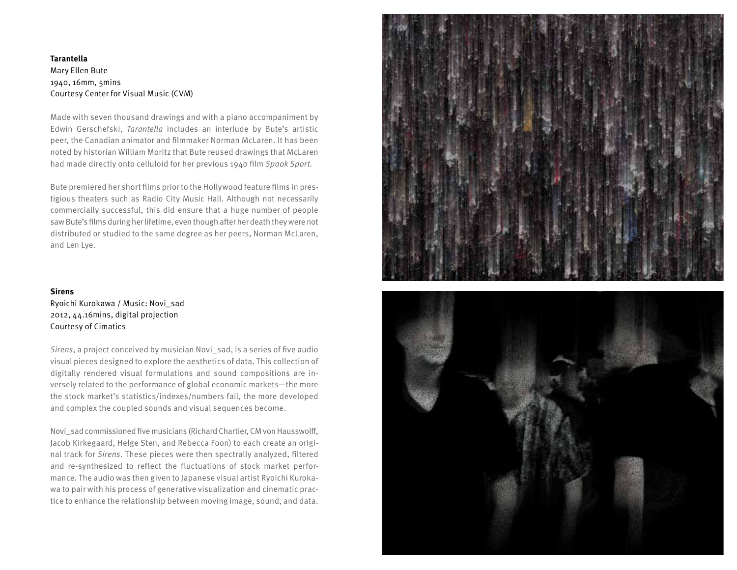**Tarantella**
Mary Ellen Bute
1940, 16mm, 5mins
Courtesy Center for Visual Music (CVM)

Made with seven thousand drawings and with a piano accompaniment by Edwin Gerschefski, *Tarantella* includes an interlude by Bute's artistic peer, the Canadian animator and filmmaker Norman McLaren. It has been noted by historian William Moritz that Bute reused drawings that McLaren had made directly onto celluloid for her previous 1940 film *Spook Sport*.

Bute premiered her short films prior to the Hollywood feature films in prestigious theaters such as Radio City Music Hall. Although not necessarily commercially successful, this did ensure that a huge number of people saw Bute's films during her lifetime, even though after her death they were not distributed or studied to the same degree as her peers, Norman McLaren, and Len Lye.

**Sirens**
Ryoichi Kurokawa / Music: Novi_sad
2012, 44.16mins, digital projection
Courtesy of Cimatics

*Sirens*, a project conceived by musician Novi_sad, is a series of five audio visual pieces designed to explore the aesthetics of data. This collection of digitally rendered visual formulations and sound compositions are inversely related to the performance of global economic markets—the more the stock market's statistics/indexes/numbers fail, the more developed and complex the coupled sounds and visual sequences become.

Novi_sad commissioned five musicians (Richard Chartier, CM von Hausswolff, Jacob Kirkegaard, Helge Sten, and Rebecca Foon) to each create an original track for *Sirens*. These pieces were then spectrally analyzed, filtered and re-synthesized to reflect the fluctuations of stock market performance. The audio was then given to Japanese visual artist Ryoichi Kurokawa to pair with his process of generative visualization and cinematic practice to enhance the relationship between moving image, sound, and data.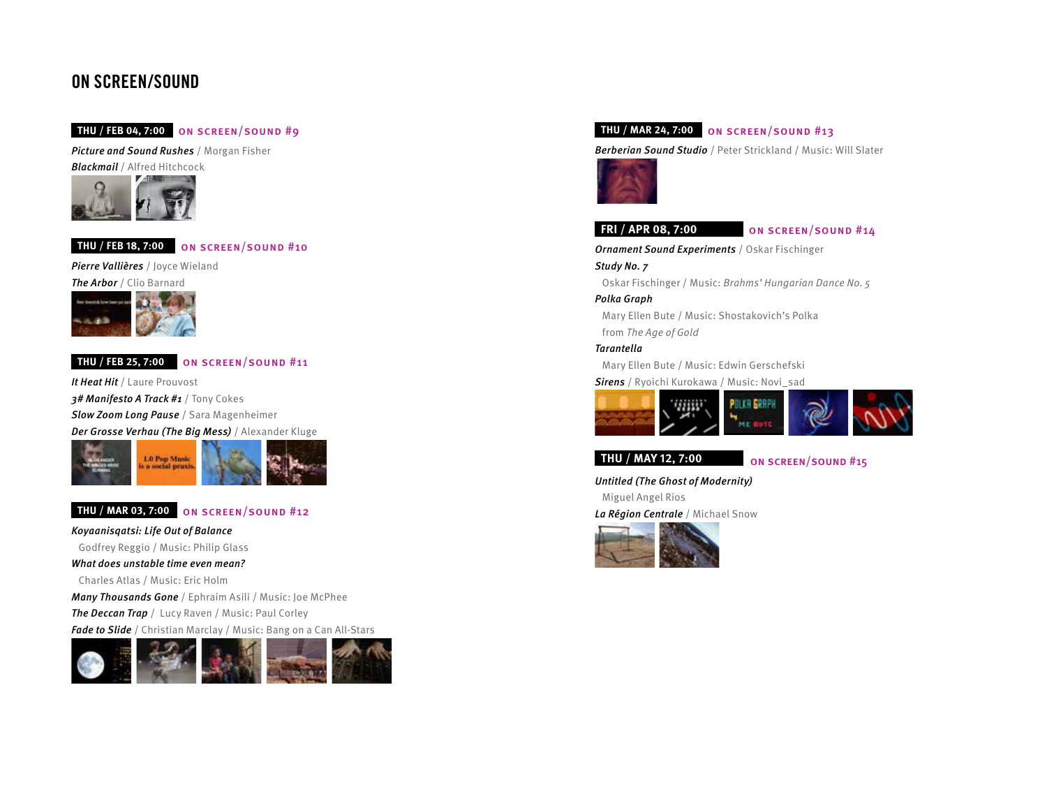# ON SCREEN/SOUND

**THU / FEB 04, 7:00** ON SCREEN/SOUND #9

***Picture and Sound Rushes*** / Morgan Fisher
***Blackmail*** / Alfred Hitchcock

**THU / FEB 18, 7:00** ON SCREEN/SOUND #10

***Pierre Vallières*** / Joyce Wieland
***The Arbor*** / Clio Barnard

**THU / FEB 25, 7:00** ON SCREEN/SOUND #11

***It Heat Hit*** / Laure Prouvost
***3# Manifesto A Track #1*** / Tony Cokes
***Slow Zoom Long Pause*** / Sara Magenheimer
***Der Grosse Verhau (The Big Mess)*** / Alexander Kluge

**THU / MAR 03, 7:00** ON SCREEN/SOUND #12

***Koyaanisqatsi: Life Out of Balance***
Godfrey Reggio / Music: Philip Glass
***What does unstable time even mean?***
Charles Atlas / Music: Eric Holm
***Many Thousands Gone*** / Ephraim Asili / Music: Joe McPhee
***The Deccan Trap*** / Lucy Raven / Music: Paul Corley
***Fade to Slide*** / Christian Marclay / Music: Bang on a Can All-Stars

**THU / MAR 24, 7:00** ON SCREEN/SOUND #13

***Berberian Sound Studio*** / Peter Strickland / Music: Will Slater

**FRI / APR 08, 7:00** ON SCREEN/SOUND #14

***Ornament Sound Experiments*** / Oskar Fischinger
***Study No. 7***
Oskar Fischinger / Music: *Brahms' Hungarian Dance No. 5*
***Polka Graph***
Mary Ellen Bute / Music: Shostakovich's Polka from *The Age of Gold*
***Tarantella***
Mary Ellen Bute / Music: Edwin Gerschefski
***Sirens*** / Ryoichi Kurokawa / Music: Novi_sad

**THU / MAY 12, 7:00** ON SCREEN/SOUND #15

***Untitled (The Ghost of Modernity)***
Miguel Angel Rios
***La Région Centrale*** / Michael Snow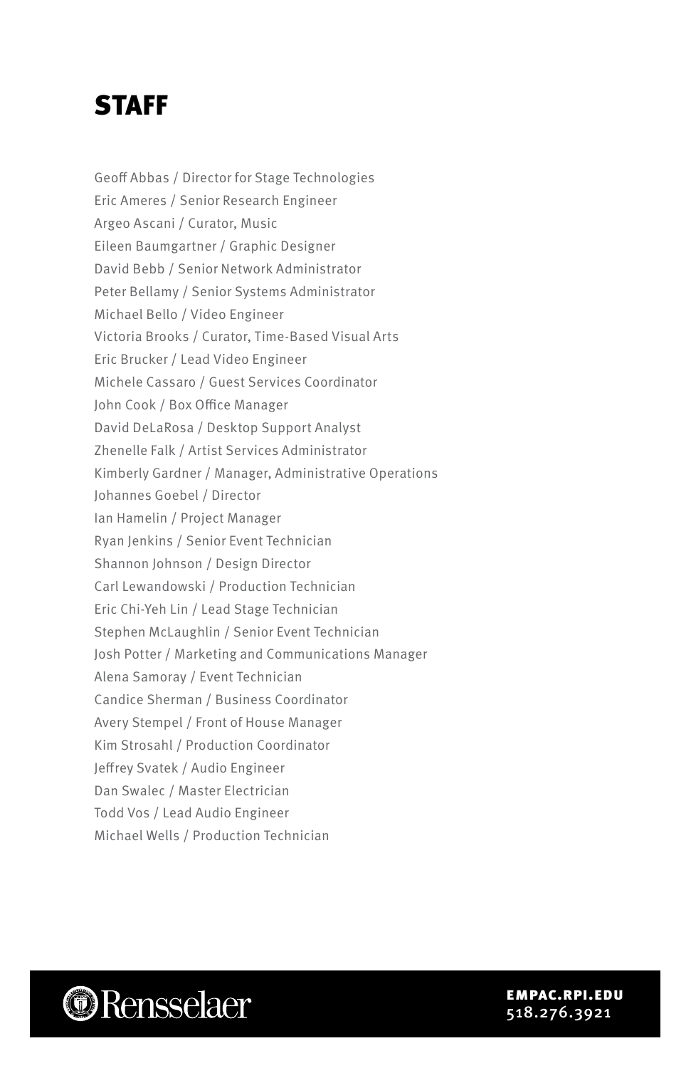# STAFF

Geoff Abbas / Director for Stage Technologies
Eric Ameres / Senior Research Engineer
Argeo Ascani / Curator, Music
Eileen Baumgartner / Graphic Designer
David Bebb / Senior Network Administrator
Peter Bellamy / Senior Systems Administrator
Michael Bello / Video Engineer
Victoria Brooks / Curator, Time-Based Visual Arts
Eric Brucker / Lead Video Engineer
Michele Cassaro / Guest Services Coordinator
John Cook / Box Office Manager
David DeLaRosa / Desktop Support Analyst
Zhenelle Falk / Artist Services Administrator
Kimberly Gardner / Manager, Administrative Operations
Johannes Goebel / Director
Ian Hamelin / Project Manager
Ryan Jenkins / Senior Event Technician
Shannon Johnson / Design Director
Carl Lewandowski / Production Technician
Eric Chi-Yeh Lin / Lead Stage Technician
Stephen McLaughlin / Senior Event Technician
Josh Potter / Marketing and Communications Manager
Alena Samoray / Event Technician
Candice Sherman / Business Coordinator
Avery Stempel / Front of House Manager
Kim Strosahl / Production Coordinator
Jeffrey Svatek / Audio Engineer
Dan Swalec / Master Electrician
Todd Vos / Lead Audio Engineer
Michael Wells / Production Technician

Rensselaer

**EMPAC.RPI.EDU**
518.276.3921